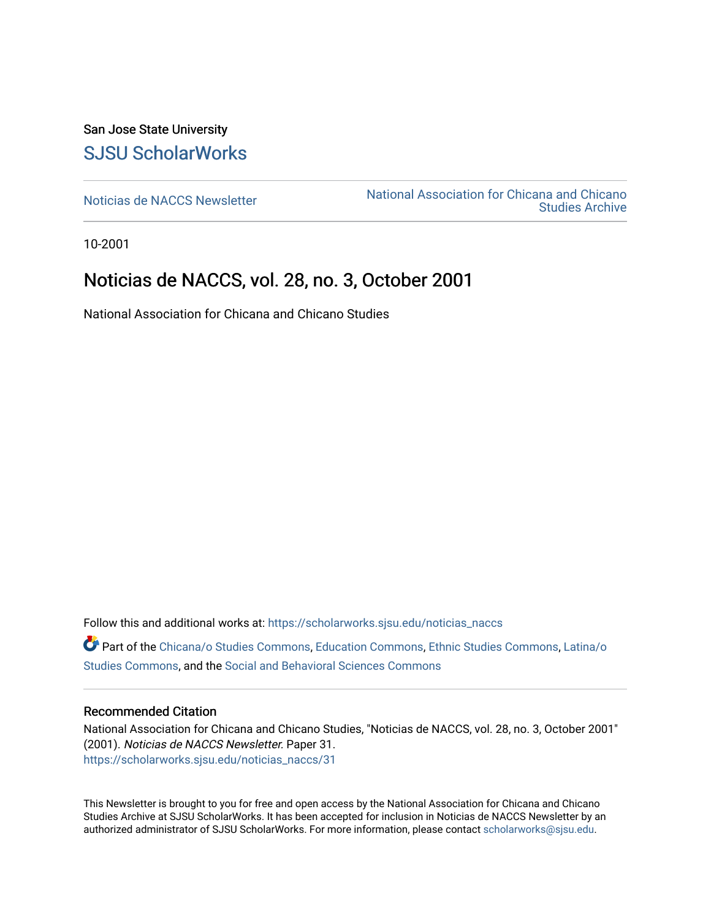San Jose State University

# SJSU ScholarWorks

Noticias de NACCS Newsletter

National Association for Chicana and Chicano Studies Archive

10-2001

## Noticias de NACCS, vol. 28, no. 3, October 2001

National Association for Chicana and Chicano Studies

Follow this and additional works at: https://scholarworks.sjsu.edu/noticias_naccs

Part of the Chicana/o Studies Commons, Education Commons, Ethnic Studies Commons, Latina/o Studies Commons, and the Social and Behavioral Sciences Commons

### Recommended Citation

National Association for Chicana and Chicano Studies, "Noticias de NACCS, vol. 28, no. 3, October 2001" (2001). *Noticias de NACCS Newsletter.* Paper 31.
https://scholarworks.sjsu.edu/noticias_naccs/31

This Newsletter is brought to you for free and open access by the National Association for Chicana and Chicano Studies Archive at SJSU ScholarWorks. It has been accepted for inclusion in Noticias de NACCS Newsletter by an authorized administrator of SJSU ScholarWorks. For more information, please contact scholarworks@sjsu.edu.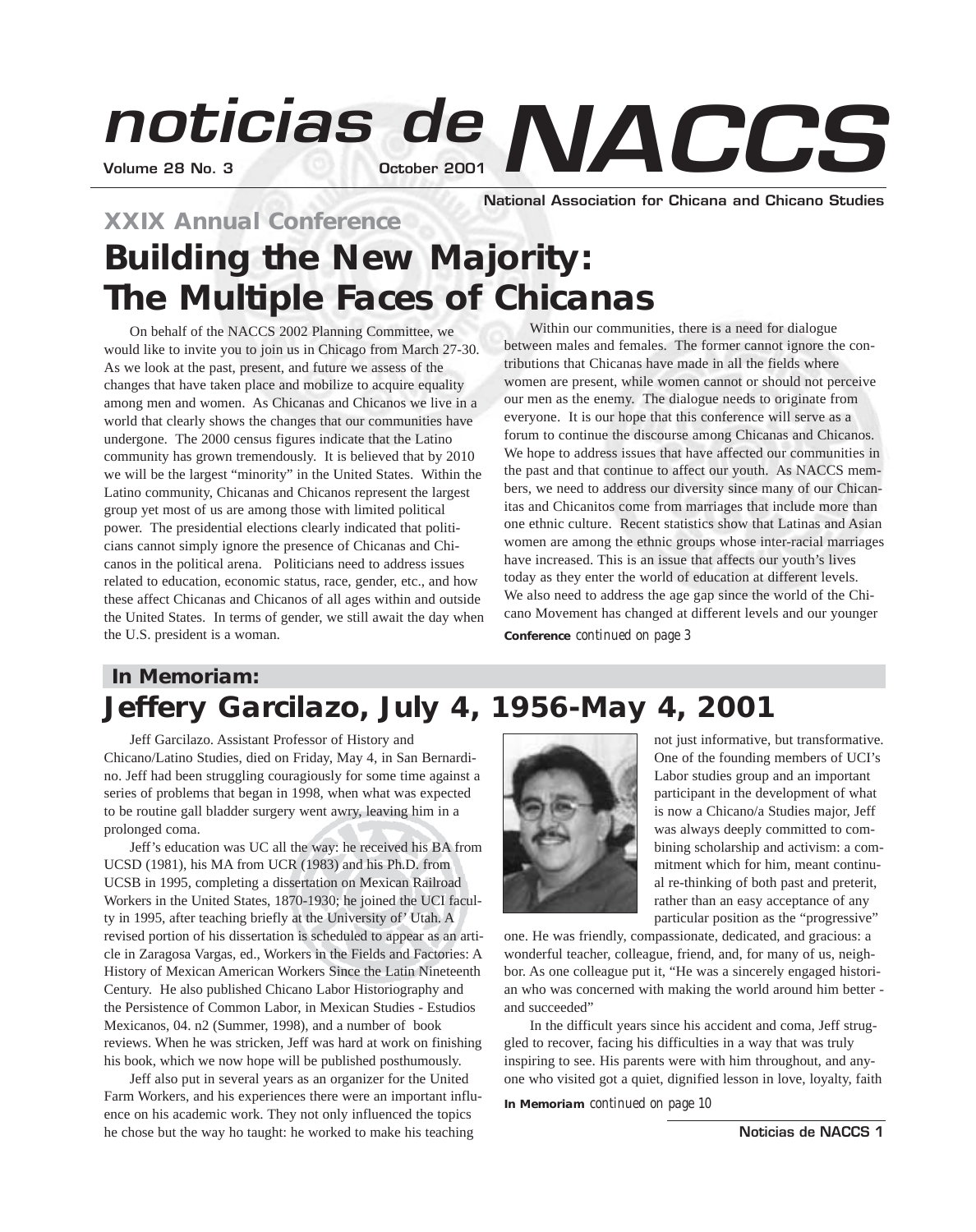# noticias de NACCS

Volume 28 No. 3 October 2001

National Association for Chicana and Chicano Studies

## XXIX Annual Conference

# Building the New Majority: The Multiple Faces of Chicanas

On behalf of the NACCS 2002 Planning Committee, we would like to invite you to join us in Chicago from March 27-30. As we look at the past, present, and future we assess of the changes that have taken place and mobilize to acquire equality among men and women. As Chicanas and Chicanos we live in a world that clearly shows the changes that our communities have undergone. The 2000 census figures indicate that the Latino community has grown tremendously. It is believed that by 2010 we will be the largest "minority" in the United States. Within the Latino community, Chicanas and Chicanos represent the largest group yet most of us are among those with limited political power. The presidential elections clearly indicated that politicians cannot simply ignore the presence of Chicanas and Chicanos in the political arena. Politicians need to address issues related to education, economic status, race, gender, etc., and how these affect Chicanas and Chicanos of all ages within and outside the United States. In terms of gender, we still await the day when the U.S. president is a woman.

Within our communities, there is a need for dialogue between males and females. The former cannot ignore the contributions that Chicanas have made in all the fields where women are present, while women cannot or should not perceive our men as the enemy. The dialogue needs to originate from everyone. It is our hope that this conference will serve as a forum to continue the discourse among Chicanas and Chicanos. We hope to address issues that have affected our communities in the past and that continue to affect our youth. As NACCS members, we need to address our diversity since many of our Chicanitas and Chicanitos come from marriages that include more than one ethnic culture. Recent statistics show that Latinas and Asian women are among the ethnic groups whose inter-racial marriages have increased. This is an issue that affects our youth's lives today as they enter the world of education at different levels. We also need to address the age gap since the world of the Chicano Movement has changed at different levels and our younger

**Conference** *continued on page 3*

## In Memoriam:

# Jeffery Garcilazo, July 4, 1956-May 4, 2001

Jeff Garcilazo. Assistant Professor of History and Chicano/Latino Studies, died on Friday, May 4, in San Bernardino. Jeff had been struggling courageously for some time against a series of problems that began in 1998, when what was expected to be routine gall bladder surgery went awry, leaving him in a prolonged coma.

Jeff's education was UC all the way: he received his BA from UCSD (1981), his MA from UCR (1983) and his Ph.D. from UCSB in 1995, completing a dissertation on Mexican Railroad Workers in the United States, 1870-1930; he joined the UCI faculty in 1995, after teaching briefly at the University of' Utah. A revised portion of his dissertation is scheduled to appear as an article in Zaragosa Vargas, ed., Workers in the Fields and Factories: A History of Mexican American Workers Since the Latin Nineteenth Century. He also published Chicano Labor Historiography and the Persistence of Common Labor, in Mexican Studies - Estudios Mexicanos, 04. n2 (Summer, 1998), and a number of book reviews. When he was stricken, Jeff was hard at work on finishing his book, which we now hope will be published posthumously.

Jeff also put in several years as an organizer for the United Farm Workers, and his experiences there were an important influence on his academic work. They not only influenced the topics he chose but the way ho taught: he worked to make his teaching not just informative, but transformative. One of the founding members of UCI's Labor studies group and an important participant in the development of what is now a Chicano/a Studies major, Jeff was always deeply committed to combining scholarship and activism: a commitment which for him, meant continual re-thinking of both past and preterit, rather than an easy acceptance of any particular position as the "progressive" one. He was friendly, compassionate, dedicated, and gracious: a wonderful teacher, colleague, friend, and, for many of us, neighbor. As one colleague put it, "He was a sincerely engaged historian who was concerned with making the world around him better - and succeeded"

In the difficult years since his accident and coma, Jeff struggled to recover, facing his difficulties in a way that was truly inspiring to see. His parents were with him throughout, and anyone who visited got a quiet, dignified lesson in love, loyalty, faith

**In Memoriam** *continued on page 10*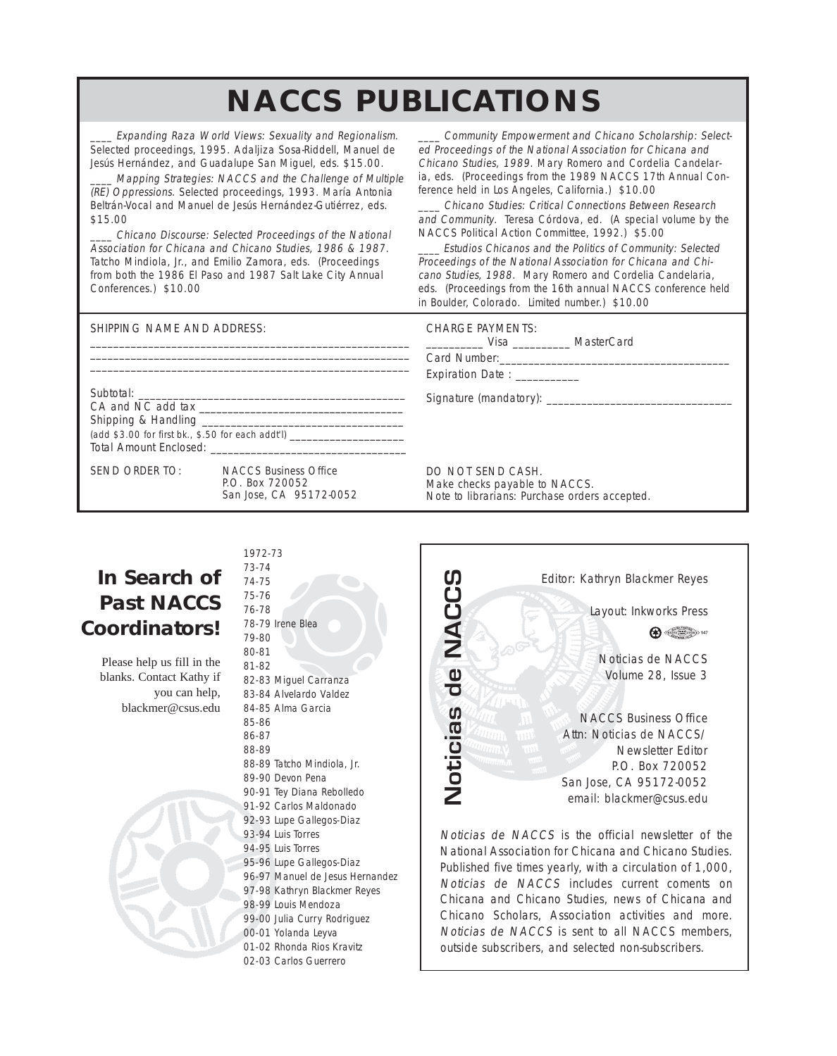# NACCS PUBLICATIONS

____ *Expanding Raza World Views: Sexuality and Regionalism.* Selected proceedings, 1995. Adaljiza Sosa-Riddell, Manuel de Jesús Hernández, and Guadalupe San Miguel, eds. $15.00.

____ *Mapping Strategies: NACCS and the Challenge of Multiple (RE) Oppressions.* Selected proceedings, 1993. María Antonia Beltrán-Vocal and Manuel de Jesús Hernández-Gutiérrez, eds. $15.00

____ *Chicano Discourse: Selected Proceedings of the National Association for Chicana and Chicano Studies, 1986 & 1987.* Tatcho Mindiola, Jr., and Emilio Zamora, eds. (Proceedings from both the 1986 El Paso and 1987 Salt Lake City Annual Conferences.) $10.00

____ *Community Empowerment and Chicano Scholarship: Selected Proceedings of the National Association for Chicana and Chicano Studies, 1989.* Mary Romero and Cordelia Candelaria, eds. (Proceedings from the 1989 NACCS 17th Annual Conference held in Los Angeles, California.) $10.00

____ *Chicano Studies: Critical Connections Between Research and Community.* Teresa Córdova, ed. (A special volume by the NACCS Political Action Committee, 1992.) $5.00

____ *Estudios Chicanos and the Politics of Community: Selected Proceedings of the National Association for Chicana and Chicano Studies, 1988.* Mary Romero and Cordelia Candelaria, eds. (Proceedings from the 16th annual NACCS conference held in Boulder, Colorado. Limited number.) $10.00

SHIPPING NAME AND ADDRESS:

______________________________________________________

______________________________________________________

______________________________________________________

Subtotal: ____________________________________________

CA and NC add tax __________________________________

Shipping & Handling ________________________________

(add $3.00 for first bk., $.50 for each addt'l) ___________________

Total Amount Enclosed: _____________________________

CHARGE PAYMENTS:

_________ Visa _________ MasterCard

Card Number:_______________________________________

Expiration Date : ___________

Signature (mandatory): ______________________________

SEND ORDER TO: NACCS Business Office
P.O. Box 720052
San Jose, CA 95172-0052

DO NOT SEND CASH.
Make checks payable to NACCS.
Note to librarians: Purchase orders accepted.

## In Search of Past NACCS Coordinators!

Please help us fill in the blanks. Contact Kathy if you can help, blackmer@csus.edu

1972-73
73-74
74-75
75-76
76-78
78-79 Irene Blea
79-80
80-81
81-82
82-83 Miguel Carranza
83-84 Alvelardo Valdez
84-85 Alma Garcia
85-86
86-87
88-89
88-89 Tatcho Mindiola, Jr.
89-90 Devon Pena
90-91 Tey Diana Rebolledo
91-92 Carlos Maldonado
92-93 Lupe Gallegos-Diaz
93-94 Luis Torres
94-95 Luis Torres
95-96 Lupe Gallegos-Diaz
96-97 Manuel de Jesus Hernandez
97-98 Kathryn Blackmer Reyes
98-99 Louis Mendoza
99-00 Julia Curry Rodriguez
00-01 Yolanda Leyva
01-02 Rhonda Rios Kravitz
02-03 Carlos Guerrero

## Noticias de NACCS

Editor: Kathryn Blackmer Reyes

Layout: Inkworks Press

Noticias de NACCS
Volume 28, Issue 3

NACCS Business Office
Attn: Noticias de NACCS/
Newsletter Editor
P.O. Box 720052
San Jose, CA 95172-0052
email: blackmer@csus.edu

*Noticias de NACCS* is the official newsletter of the National Association for Chicana and Chicano Studies. Published five times yearly, with a circulation of 1,000, *Noticias de NACCS* includes current coments on Chicana and Chicano Studies, news of Chicana and Chicano Scholars, Association activities and more. *Noticias de NACCS* is sent to all NACCS members, outside subscribers, and selected non-subscribers.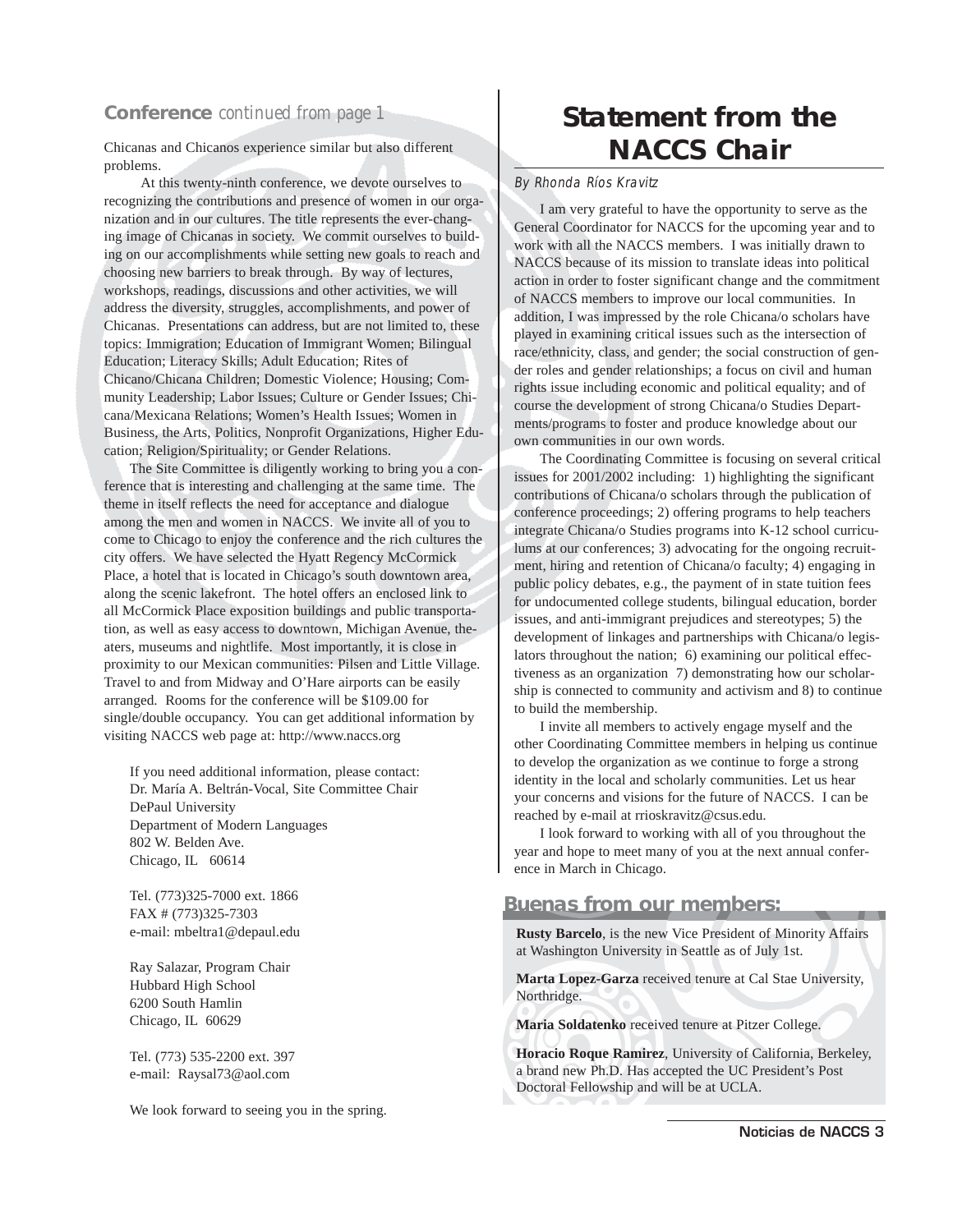## Conference *continued from page 1*

Chicanas and Chicanos experience similar but also different problems.

At this twenty-ninth conference, we devote ourselves to recognizing the contributions and presence of women in our organization and in our cultures. The title represents the ever-changing image of Chicanas in society. We commit ourselves to building on our accomplishments while setting new goals to reach and choosing new barriers to break through. By way of lectures, workshops, readings, discussions and other activities, we will address the diversity, struggles, accomplishments, and power of Chicanas. Presentations can address, but are not limited to, these topics: Immigration; Education of Immigrant Women; Bilingual Education; Literacy Skills; Adult Education; Rites of Chicano/Chicana Children; Domestic Violence; Housing; Community Leadership; Labor Issues; Culture or Gender Issues; Chicana/Mexicana Relations; Women's Health Issues; Women in Business, the Arts, Politics, Nonprofit Organizations, Higher Education; Religion/Spirituality; or Gender Relations.

The Site Committee is diligently working to bring you a conference that is interesting and challenging at the same time. The theme in itself reflects the need for acceptance and dialogue among the men and women in NACCS. We invite all of you to come to Chicago to enjoy the conference and the rich cultures the city offers. We have selected the Hyatt Regency McCormick Place, a hotel that is located in Chicago's south downtown area, along the scenic lakefront. The hotel offers an enclosed link to all McCormick Place exposition buildings and public transportation, as well as easy access to downtown, Michigan Avenue, theaters, museums and nightlife. Most importantly, it is close in proximity to our Mexican communities: Pilsen and Little Village. Travel to and from Midway and O'Hare airports can be easily arranged. Rooms for the conference will be $109.00 for single/double occupancy. You can get additional information by visiting NACCS web page at: http://www.naccs.org

If you need additional information, please contact:
Dr. María A. Beltrán-Vocal, Site Committee Chair
DePaul University
Department of Modern Languages
802 W. Belden Ave.
Chicago, IL 60614

Tel. (773)325-7000 ext. 1866
FAX # (773)325-7303
e-mail: mbeltra1@depaul.edu

Ray Salazar, Program Chair
Hubbard High School
6200 South Hamlin
Chicago, IL 60629

Tel. (773) 535-2200 ext. 397
e-mail: Raysal73@aol.com

We look forward to seeing you in the spring.

# Statement from the NACCS Chair

*By Rhonda Ríos Kravitz*

I am very grateful to have the opportunity to serve as the General Coordinator for NACCS for the upcoming year and to work with all the NACCS members. I was initially drawn to NACCS because of its mission to translate ideas into political action in order to foster significant change and the commitment of NACCS members to improve our local communities. In addition, I was impressed by the role Chicana/o scholars have played in examining critical issues such as the intersection of race/ethnicity, class, and gender; the social construction of gender roles and gender relationships; a focus on civil and human rights issue including economic and political equality; and of course the development of strong Chicana/o Studies Departments/programs to foster and produce knowledge about our own communities in our own words.

The Coordinating Committee is focusing on several critical issues for 2001/2002 including: 1) highlighting the significant contributions of Chicana/o scholars through the publication of conference proceedings; 2) offering programs to help teachers integrate Chicana/o Studies programs into K-12 school curriculums at our conferences; 3) advocating for the ongoing recruitment, hiring and retention of Chicana/o faculty; 4) engaging in public policy debates, e.g., the payment of in state tuition fees for undocumented college students, bilingual education, border issues, and anti-immigrant prejudices and stereotypes; 5) the development of linkages and partnerships with Chicana/o legislators throughout the nation; 6) examining our political effectiveness as an organization 7) demonstrating how our scholarship is connected to community and activism and 8) to continue to build the membership.

I invite all members to actively engage myself and the other Coordinating Committee members in helping us continue to develop the organization as we continue to forge a strong identity in the local and scholarly communities. Let us hear your concerns and visions for the future of NACCS. I can be reached by e-mail at rrioskravitz@csus.edu.

I look forward to working with all of you throughout the year and hope to meet many of you at the next annual conference in March in Chicago.

## Buenas from our members:

**Rusty Barcelo**, is the new Vice President of Minority Affairs at Washington University in Seattle as of July 1st.

**Marta Lopez-Garza** received tenure at Cal Stae University, Northridge.

**Maria Soldatenko** received tenure at Pitzer College.

**Horacio Roque Ramirez**, University of California, Berkeley, a brand new Ph.D. Has accepted the UC President's Post Doctoral Fellowship and will be at UCLA.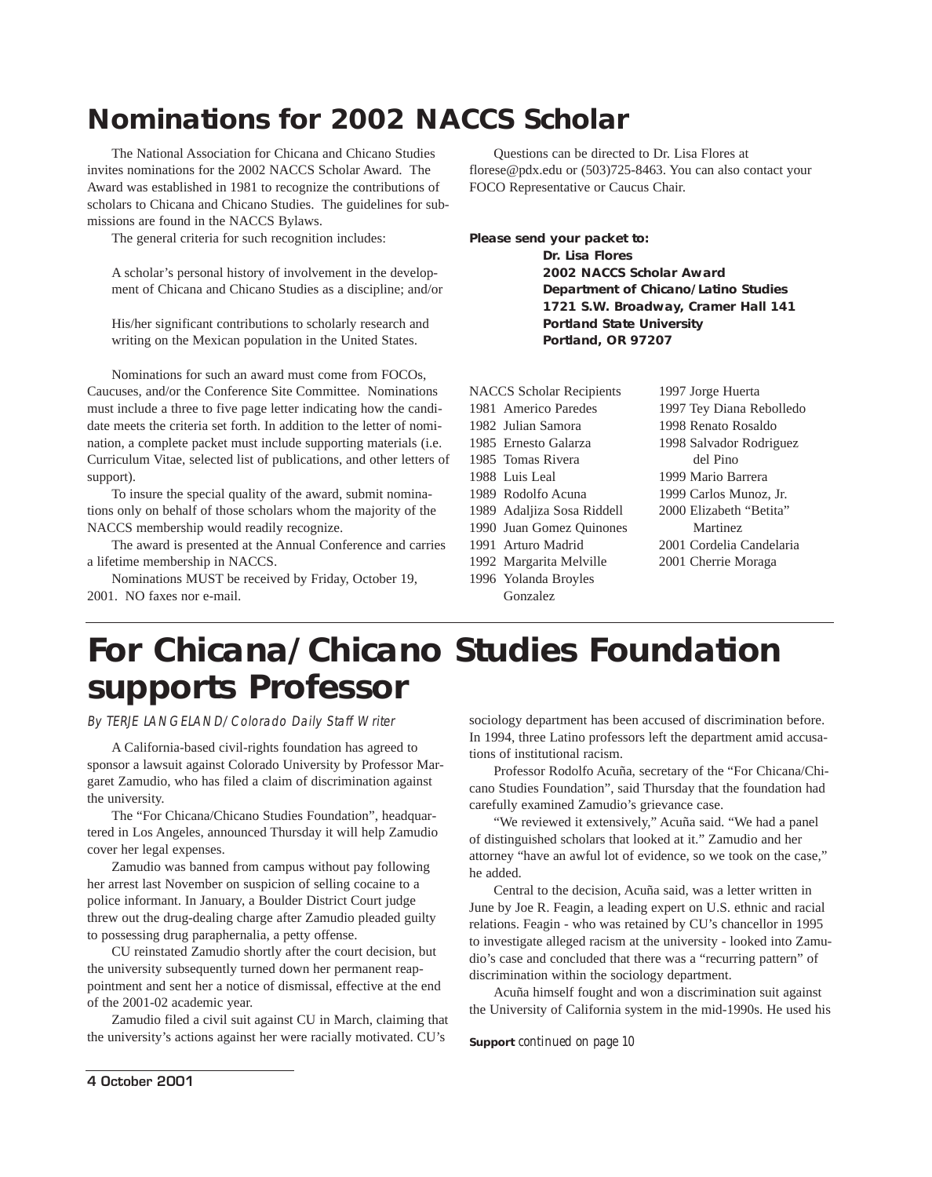# Nominations for 2002 NACCS Scholar

The National Association for Chicana and Chicano Studies invites nominations for the 2002 NACCS Scholar Award. The Award was established in 1981 to recognize the contributions of scholars to Chicana and Chicano Studies. The guidelines for submissions are found in the NACCS Bylaws.

The general criteria for such recognition includes:

> A scholar's personal history of involvement in the development of Chicana and Chicano Studies as a discipline; and/or

> His/her significant contributions to scholarly research and writing on the Mexican population in the United States.

Nominations for such an award must come from FOCOs, Caucuses, and/or the Conference Site Committee. Nominations must include a three to five page letter indicating how the candidate meets the criteria set forth. In addition to the letter of nomination, a complete packet must include supporting materials (i.e. Curriculum Vitae, selected list of publications, and other letters of support).

To insure the special quality of the award, submit nominations only on behalf of those scholars whom the majority of the NACCS membership would readily recognize.

The award is presented at the Annual Conference and carries a lifetime membership in NACCS.

Nominations MUST be received by Friday, October 19, 2001. NO faxes nor e-mail.

Questions can be directed to Dr. Lisa Flores at florese@pdx.edu or (503)725-8463. You can also contact your FOCO Representative or Caucus Chair.

**Please send your packet to:**

**Dr. Lisa Flores**
**2002 NACCS Scholar Award**
**Department of Chicano/Latino Studies**
**1721 S.W. Broadway, Cramer Hall 141**
**Portland State University**
**Portland, OR 97207**

NACCS Scholar Recipients

- 1981 Americo Paredes
- 1982 Julian Samora
- 1985 Ernesto Galarza
- 1985 Tomas Rivera
- 1988 Luis Leal
- 1989 Rodolfo Acuna
- 1989 Adaljiza Sosa Riddell
- 1990 Juan Gomez Quinones
- 1991 Arturo Madrid
- 1992 Margarita Melville
- 1996 Yolanda Broyles Gonzalez
- 1997 Jorge Huerta
- 1997 Tey Diana Rebolledo
- 1998 Renato Rosaldo
- 1998 Salvador Rodriguez del Pino
- 1999 Mario Barrera
- 1999 Carlos Munoz, Jr.
- 2000 Elizabeth "Betita" Martinez
- 2001 Cordelia Candelaria
- 2001 Cherrie Moraga

# For Chicana/Chicano Studies Foundation supports Professor

*By TERJE LANGELAND/Colorado Daily Staff Writer*

A California-based civil-rights foundation has agreed to sponsor a lawsuit against Colorado University by Professor Margaret Zamudio, who has filed a claim of discrimination against the university.

The "For Chicana/Chicano Studies Foundation", headquartered in Los Angeles, announced Thursday it will help Zamudio cover her legal expenses.

Zamudio was banned from campus without pay following her arrest last November on suspicion of selling cocaine to a police informant. In January, a Boulder District Court judge threw out the drug-dealing charge after Zamudio pleaded guilty to possessing drug paraphernalia, a petty offense.

CU reinstated Zamudio shortly after the court decision, but the university subsequently turned down her permanent reappointment and sent her a notice of dismissal, effective at the end of the 2001-02 academic year.

Zamudio filed a civil suit against CU in March, claiming that the university's actions against her were racially motivated. CU's sociology department has been accused of discrimination before. In 1994, three Latino professors left the department amid accusations of institutional racism.

Professor Rodolfo Acuña, secretary of the "For Chicana/Chicano Studies Foundation", said Thursday that the foundation had carefully examined Zamudio's grievance case.

"We reviewed it extensively," Acuña said. "We had a panel of distinguished scholars that looked at it." Zamudio and her attorney "have an awful lot of evidence, so we took on the case," he added.

Central to the decision, Acuña said, was a letter written in June by Joe R. Feagin, a leading expert on U.S. ethnic and racial relations. Feagin - who was retained by CU's chancellor in 1995 to investigate alleged racism at the university - looked into Zamudio's case and concluded that there was a "recurring pattern" of discrimination within the sociology department.

Acuña himself fought and won a discrimination suit against the University of California system in the mid-1990s. He used his

**Support** *continued on page 10*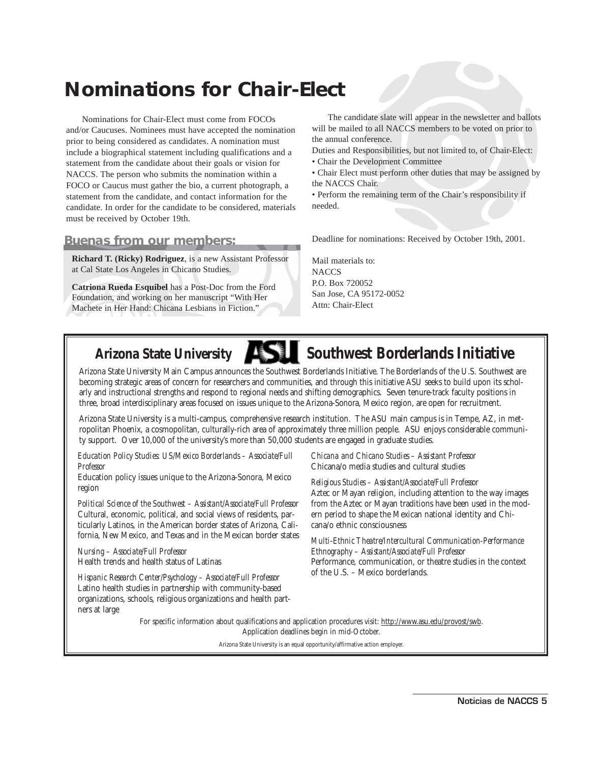# Nominations for Chair-Elect

Nominations for Chair-Elect must come from FOCOs and/or Caucuses. Nominees must have accepted the nomination prior to being considered as candidates. A nomination must include a biographical statement including qualifications and a statement from the candidate about their goals or vision for NACCS. The person who submits the nomination within a FOCO or Caucus must gather the bio, a current photograph, a statement from the candidate, and contact information for the candidate. In order for the candidate to be considered, materials must be received by October 19th.

The candidate slate will appear in the newsletter and ballots will be mailed to all NACCS members to be voted on prior to the annual conference.

Duties and Responsibilities, but not limited to, of Chair-Elect:

- Chair the Development Committee
- Chair Elect must perform other duties that may be assigned by the NACCS Chair.
- Perform the remaining term of the Chair's responsibility if needed.

Deadline for nominations: Received by October 19th, 2001.

Mail materials to:
NACCS
P.O. Box 720052
San Jose, CA 95172-0052
Attn: Chair-Elect

## Buenas from our members:

**Richard T. (Ricky) Rodriguez**, is a new Assistant Professor at Cal State Los Angeles in Chicano Studies.

**Catriona Rueda Esquibel** has a Post-Doc from the Ford Foundation, and working on her manuscript "With Her Machete in Her Hand: Chicana Lesbians in Fiction."

## Arizona State University ASU Southwest Borderlands Initiative

Arizona State University Main Campus announces the Southwest Borderlands Initiative. The Borderlands of the U.S. Southwest are becoming strategic areas of concern for researchers and communities, and through this initiative ASU seeks to build upon its scholarly and instructional strengths and respond to regional needs and shifting demographics. Seven tenure-track faculty positions in three, broad interdisciplinary areas focused on issues unique to the Arizona-Sonora, Mexico region, are open for recruitment.

Arizona State University is a multi-campus, comprehensive research institution. The ASU main campus is in Tempe, AZ, in metropolitan Phoenix, a cosmopolitan, culturally-rich area of approximately three million people. ASU enjoys considerable community support. Over 10,000 of the university's more than 50,000 students are engaged in graduate studies.

*Education Policy Studies: US/Mexico Borderlands – Associate/Full Professor*
Education policy issues unique to the Arizona-Sonora, Mexico region

*Political Science of the Southwest – Assistant/Associate/Full Professor*
Cultural, economic, political, and social views of residents, particularly Latinos, in the American border states of Arizona, California, New Mexico, and Texas and in the Mexican border states

*Nursing – Associate/Full Professor*
Health trends and health status of Latinas

*Hispanic Research Center/Psychology – Associate/Full Professor*
Latino health studies in partnership with community-based organizations, schools, religious organizations and health partners at large

*Chicana and Chicano Studies – Assistant Professor*
Chicana/o media studies and cultural studies

*Religious Studies – Assistant/Associate/Full Professor*
Aztec or Mayan religion, including attention to the way images from the Aztec or Mayan traditions have been used in the modern period to shape the Mexican national identity and Chicana/o ethnic consciousness

*Multi-Ethnic Theatre/Intercultural Communication-Performance Ethnography – Assistant/Associate/Full Professor*
Performance, communication, or theatre studies in the context of the U.S. – Mexico borderlands.

For specific information about qualifications and application procedures visit: http://www.asu.edu/provost/swb. Application deadlines begin in mid-October.

Arizona State University is an equal opportunity/affirmative action employer.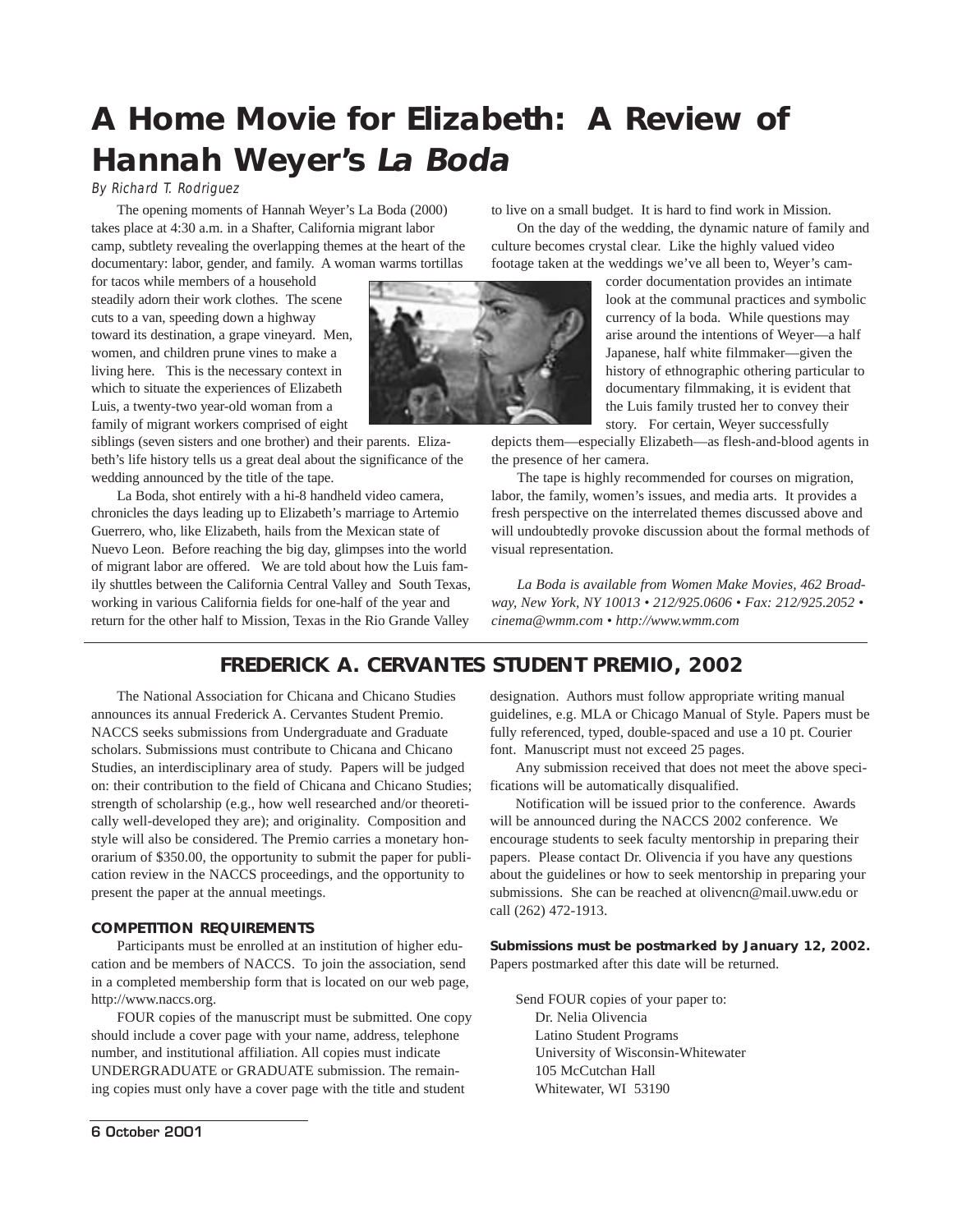# A Home Movie for Elizabeth: A Review of Hannah Weyer's *La Boda*

*By Richard T. Rodriguez*

The opening moments of Hannah Weyer's La Boda (2000) takes place at 4:30 a.m. in a Shafter, California migrant labor camp, subtlety revealing the overlapping themes at the heart of the documentary: labor, gender, and family. A woman warms tortillas for tacos while members of a household steadily adorn their work clothes. The scene cuts to a van, speeding down a highway toward its destination, a grape vineyard. Men, women, and children prune vines to make a living here. This is the necessary context in which to situate the experiences of Elizabeth Luis, a twenty-two year-old woman from a family of migrant workers comprised of eight siblings (seven sisters and one brother) and their parents. Elizabeth's life history tells us a great deal about the significance of the wedding announced by the title of the tape.

La Boda, shot entirely with a hi-8 handheld video camera, chronicles the days leading up to Elizabeth's marriage to Artemio Guerrero, who, like Elizabeth, hails from the Mexican state of Nuevo Leon. Before reaching the big day, glimpses into the world of migrant labor are offered. We are told about how the Luis family shuttles between the California Central Valley and South Texas, working in various California fields for one-half of the year and return for the other half to Mission, Texas in the Rio Grande Valley to live on a small budget. It is hard to find work in Mission.

On the day of the wedding, the dynamic nature of family and culture becomes crystal clear. Like the highly valued video footage taken at the weddings we've all been to, Weyer's camcorder documentation provides an intimate look at the communal practices and symbolic currency of la boda. While questions may arise around the intentions of Weyer—a half Japanese, half white filmmaker—given the history of ethnographic othering particular to documentary filmmaking, it is evident that the Luis family trusted her to convey their story. For certain, Weyer successfully depicts them—especially Elizabeth—as flesh-and-blood agents in the presence of her camera.

The tape is highly recommended for courses on migration, labor, the family, women's issues, and media arts. It provides a fresh perspective on the interrelated themes discussed above and will undoubtedly provoke discussion about the formal methods of visual representation.

*La Boda is available from Women Make Movies, 462 Broadway, New York, NY 10013 • 212/925.0606 • Fax: 212/925.2052 • cinema@wmm.com • http://www.wmm.com*

## FREDERICK A. CERVANTES STUDENT PREMIO, 2002

The National Association for Chicana and Chicano Studies announces its annual Frederick A. Cervantes Student Premio. NACCS seeks submissions from Undergraduate and Graduate scholars. Submissions must contribute to Chicana and Chicano Studies, an interdisciplinary area of study. Papers will be judged on: their contribution to the field of Chicana and Chicano Studies; strength of scholarship (e.g., how well researched and/or theoretically well-developed they are); and originality. Composition and style will also be considered. The Premio carries a monetary honorarium of $350.00, the opportunity to submit the paper for publication review in the NACCS proceedings, and the opportunity to present the paper at the annual meetings.

### COMPETITION REQUIREMENTS

Participants must be enrolled at an institution of higher education and be members of NACCS. To join the association, send in a completed membership form that is located on our web page, http://www.naccs.org.

FOUR copies of the manuscript must be submitted. One copy should include a cover page with your name, address, telephone number, and institutional affiliation. All copies must indicate UNDERGRADUATE or GRADUATE submission. The remaining copies must only have a cover page with the title and student designation. Authors must follow appropriate writing manual guidelines, e.g. MLA or Chicago Manual of Style. Papers must be fully referenced, typed, double-spaced and use a 10 pt. Courier font. Manuscript must not exceed 25 pages.

Any submission received that does not meet the above specifications will be automatically disqualified.

Notification will be issued prior to the conference. Awards will be announced during the NACCS 2002 conference. We encourage students to seek faculty mentorship in preparing their papers. Please contact Dr. Olivencia if you have any questions about the guidelines or how to seek mentorship in preparing your submissions. She can be reached at olivencn@mail.uww.edu or call (262) 472-1913.

**Submissions must be postmarked by January 12, 2002.** Papers postmarked after this date will be returned.

Send FOUR copies of your paper to:
Dr. Nelia Olivencia
Latino Student Programs
University of Wisconsin-Whitewater
105 McCutchan Hall
Whitewater, WI 53190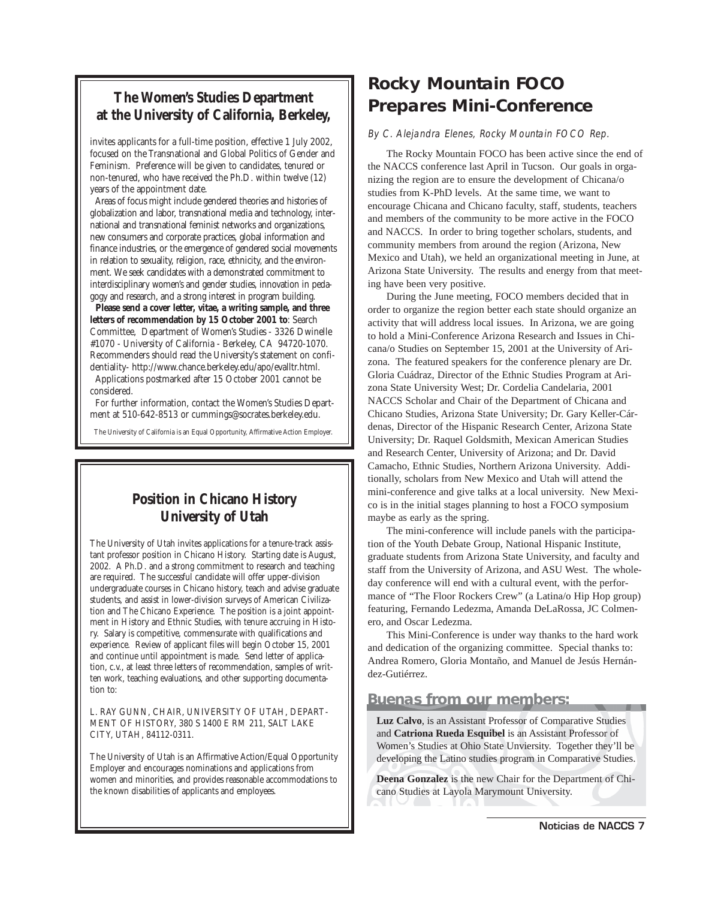## The Women's Studies Department at the University of California, Berkeley,

invites applicants for a full-time position, effective 1 July 2002, focused on the Transnational and Global Politics of Gender and Feminism. Preference will be given to candidates, tenured or non-tenured, who have received the Ph.D. within twelve (12) years of the appointment date.

Areas of focus might include gendered theories and histories of globalization and labor, transnational media and technology, international and transnational feminist networks and organizations, new consumers and corporate practices, global information and finance industries, or the emergence of gendered social movements in relation to sexuality, religion, race, ethnicity, and the environment. We seek candidates with a demonstrated commitment to interdisciplinary women's and gender studies, innovation in pedagogy and research, and a strong interest in program building.

**Please send a cover letter, vitae, a writing sample, and three letters of recommendation by 15 October 2001 to**: Search Committee, Department of Women's Studies - 3326 Dwinelle #1070 - University of California - Berkeley, CA 94720-1070. Recommenders should read the University's statement on confidentiality- http://www.chance.berkeley.edu/apo/evalltr.html.

Applications postmarked after 15 October 2001 cannot be considered.

For further information, contact the Women's Studies Department at 510-642-8513 or cummings@socrates.berkeley.edu.

*The University of California is an Equal Opportunity, Affirmative Action Employer.*

## Position in Chicano History University of Utah

The University of Utah invites applications for a tenure-track assistant professor position in Chicano History. Starting date is August, 2002. A Ph.D. and a strong commitment to research and teaching are required. The successful candidate will offer upper-division undergraduate courses in Chicano history, teach and advise graduate students, and assist in lower-division surveys of American Civilization and The Chicano Experience. The position is a joint appointment in History and Ethnic Studies, with tenure accruing in History. Salary is competitive, commensurate with qualifications and experience. Review of applicant files will begin October 15, 2001 and continue until appointment is made. Send letter of application, c.v., at least three letters of recommendation, samples of written work, teaching evaluations, and other supporting documentation to:

L. RAY GUNN, CHAIR, UNIVERSITY OF UTAH, DEPARTMENT OF HISTORY, 380 S 1400 E RM 211, SALT LAKE CITY, UTAH, 84112-0311.

The University of Utah is an Affirmative Action/Equal Opportunity Employer and encourages nominations and applications from women and minorities, and provides reasonable accommodations to the known disabilities of applicants and employees.

# Rocky Mountain FOCO Prepares Mini-Conference

*By C. Alejandra Elenes, Rocky Mountain FOCO Rep.*

The Rocky Mountain FOCO has been active since the end of the NACCS conference last April in Tucson. Our goals in organizing the region are to ensure the development of Chicana/o studies from K-PhD levels. At the same time, we want to encourage Chicana and Chicano faculty, staff, students, teachers and members of the community to be more active in the FOCO and NACCS. In order to bring together scholars, students, and community members from around the region (Arizona, New Mexico and Utah), we held an organizational meeting in June, at Arizona State University. The results and energy from that meeting have been very positive.

During the June meeting, FOCO members decided that in order to organize the region better each state should organize an activity that will address local issues. In Arizona, we are going to hold a Mini-Conference Arizona Research and Issues in Chicana/o Studies on September 15, 2001 at the University of Arizona. The featured speakers for the conference plenary are Dr. Gloria Cuádraz, Director of the Ethnic Studies Program at Arizona State University West; Dr. Cordelia Candelaria, 2001 NACCS Scholar and Chair of the Department of Chicana and Chicano Studies, Arizona State University; Dr. Gary Keller-Cárdenas, Director of the Hispanic Research Center, Arizona State University; Dr. Raquel Goldsmith, Mexican American Studies and Research Center, University of Arizona; and Dr. David Camacho, Ethnic Studies, Northern Arizona University. Additionally, scholars from New Mexico and Utah will attend the mini-conference and give talks at a local university. New Mexico is in the initial stages planning to host a FOCO symposium maybe as early as the spring.

The mini-conference will include panels with the participation of the Youth Debate Group, National Hispanic Institute, graduate students from Arizona State University, and faculty and staff from the University of Arizona, and ASU West. The whole-day conference will end with a cultural event, with the performance of "The Floor Rockers Crew" (a Latina/o Hip Hop group) featuring, Fernando Ledezma, Amanda DeLaRossa, JC Colmenero, and Oscar Ledezma.

This Mini-Conference is under way thanks to the hard work and dedication of the organizing committee. Special thanks to: Andrea Romero, Gloria Montaño, and Manuel de Jesús Hernández-Gutiérrez.

## Buenas from our members:

**Luz Calvo**, is an Assistant Professor of Comparative Studies and **Catriona Rueda Esquibel** is an Assistant Professor of Women's Studies at Ohio State Unviersity. Together they'll be developing the Latino studies program in Comparative Studies.

**Deena Gonzalez** is the new Chair for the Department of Chicano Studies at Layola Marymount University.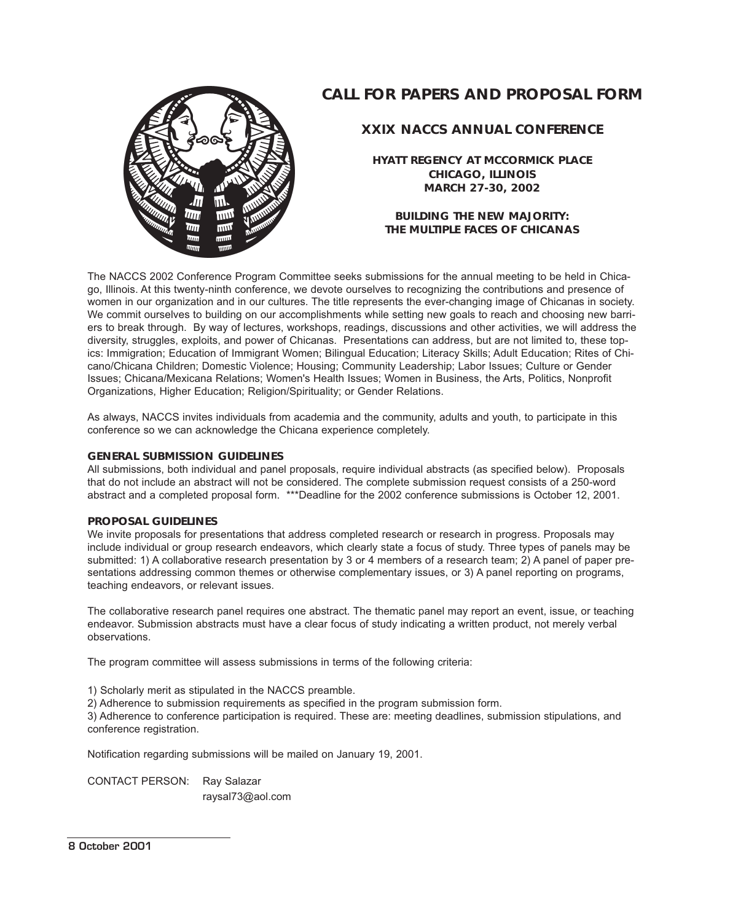# CALL FOR PAPERS AND PROPOSAL FORM

## XXIX NACCS ANNUAL CONFERENCE

**HYATT REGENCY AT MCCORMICK PLACE**
**CHICAGO, ILLINOIS**
**MARCH 27-30, 2002**

**BUILDING THE NEW MAJORITY:**
**THE MULTIPLE FACES OF CHICANAS**

The NACCS 2002 Conference Program Committee seeks submissions for the annual meeting to be held in Chicago, Illinois. At this twenty-ninth conference, we devote ourselves to recognizing the contributions and presence of women in our organization and in our cultures. The title represents the ever-changing image of Chicanas in society. We commit ourselves to building on our accomplishments while setting new goals to reach and choosing new barriers to break through. By way of lectures, workshops, readings, discussions and other activities, we will address the diversity, struggles, exploits, and power of Chicanas. Presentations can address, but are not limited to, these topics: Immigration; Education of Immigrant Women; Bilingual Education; Literacy Skills; Adult Education; Rites of Chicano/Chicana Children; Domestic Violence; Housing; Community Leadership; Labor Issues; Culture or Gender Issues; Chicana/Mexicana Relations; Women's Health Issues; Women in Business, the Arts, Politics, Nonprofit Organizations, Higher Education; Religion/Spirituality; or Gender Relations.

As always, NACCS invites individuals from academia and the community, adults and youth, to participate in this conference so we can acknowledge the Chicana experience completely.

**GENERAL SUBMISSION GUIDELINES**

All submissions, both individual and panel proposals, require individual abstracts (as specified below). Proposals that do not include an abstract will not be considered. The complete submission request consists of a 250-word abstract and a completed proposal form. ***Deadline for the 2002 conference submissions is October 12, 2001.

**PROPOSAL GUIDELINES**

We invite proposals for presentations that address completed research or research in progress. Proposals may include individual or group research endeavors, which clearly state a focus of study. Three types of panels may be submitted: 1) A collaborative research presentation by 3 or 4 members of a research team; 2) A panel of paper presentations addressing common themes or otherwise complementary issues, or 3) A panel reporting on programs, teaching endeavors, or relevant issues.

The collaborative research panel requires one abstract. The thematic panel may report an event, issue, or teaching endeavor. Submission abstracts must have a clear focus of study indicating a written product, not merely verbal observations.

The program committee will assess submissions in terms of the following criteria:

1) Scholarly merit as stipulated in the NACCS preamble.
2) Adherence to submission requirements as specified in the program submission form.
3) Adherence to conference participation is required. These are: meeting deadlines, submission stipulations, and conference registration.

Notification regarding submissions will be mailed on January 19, 2001.

CONTACT PERSON: Ray Salazar
raysal73@aol.com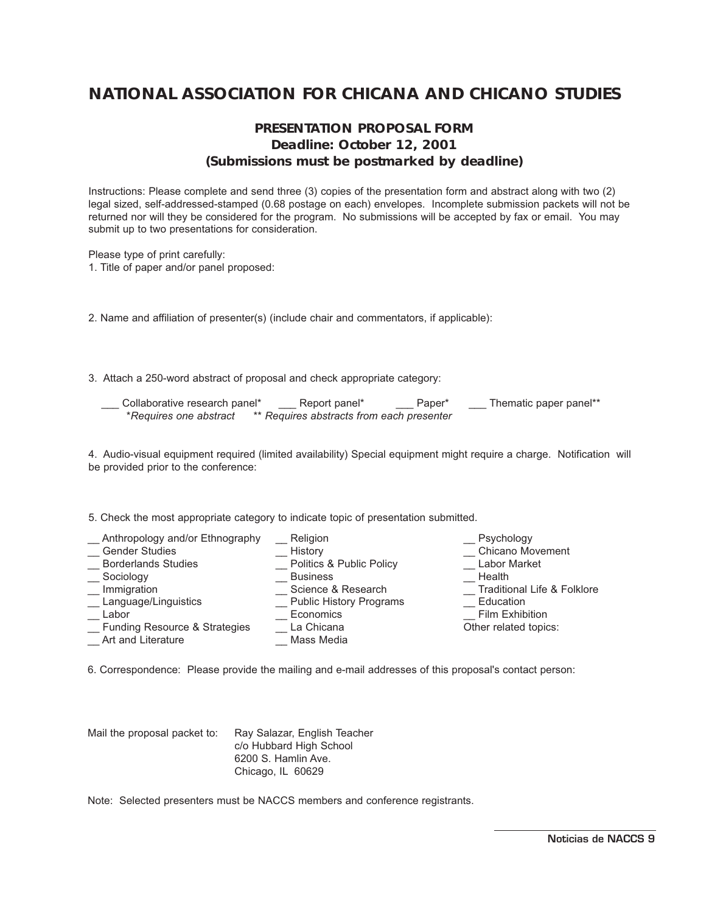# NATIONAL ASSOCIATION FOR CHICANA AND CHICANO STUDIES

## PRESENTATION PROPOSAL FORM

**Deadline: October 12, 2001**

**(Submissions must be postmarked by deadline)**

Instructions: Please complete and send three (3) copies of the presentation form and abstract along with two (2) legal sized, self-addressed-stamped (0.68 postage on each) envelopes. Incomplete submission packets will not be returned nor will they be considered for the program. No submissions will be accepted by fax or email. You may submit up to two presentations for consideration.

Please type of print carefully:

1. Title of paper and/or panel proposed:

2. Name and affiliation of presenter(s) (include chair and commentators, if applicable):

3. Attach a 250-word abstract of proposal and check appropriate category:

___ Collaborative research panel* ___ Report panel* ___ Paper* ___ Thematic paper panel**

*\*Requires one abstract* *\*\* Requires abstracts from each presenter*

4. Audio-visual equipment required (limited availability) Special equipment might require a charge. Notification will be provided prior to the conference:

5. Check the most appropriate category to indicate topic of presentation submitted.

__ Anthropology and/or Ethnography
__ Gender Studies
__ Borderlands Studies
__ Sociology
__ Immigration
__ Language/Linguistics
__ Labor
__ Funding Resource & Strategies
__ Art and Literature
__ Religion
__ History
__ Politics & Public Policy
__ Business
__ Science & Research
__ Public History Programs
__ Economics
__ La Chicana
__ Mass Media
__ Psychology
__ Chicano Movement
__ Labor Market
__ Health
__ Traditional Life & Folklore
__ Education
__ Film Exhibition
Other related topics:

6. Correspondence: Please provide the mailing and e-mail addresses of this proposal's contact person:

Mail the proposal packet to:

Ray Salazar, English Teacher
c/o Hubbard High School
6200 S. Hamlin Ave.
Chicago, IL 60629

Note: Selected presenters must be NACCS members and conference registrants.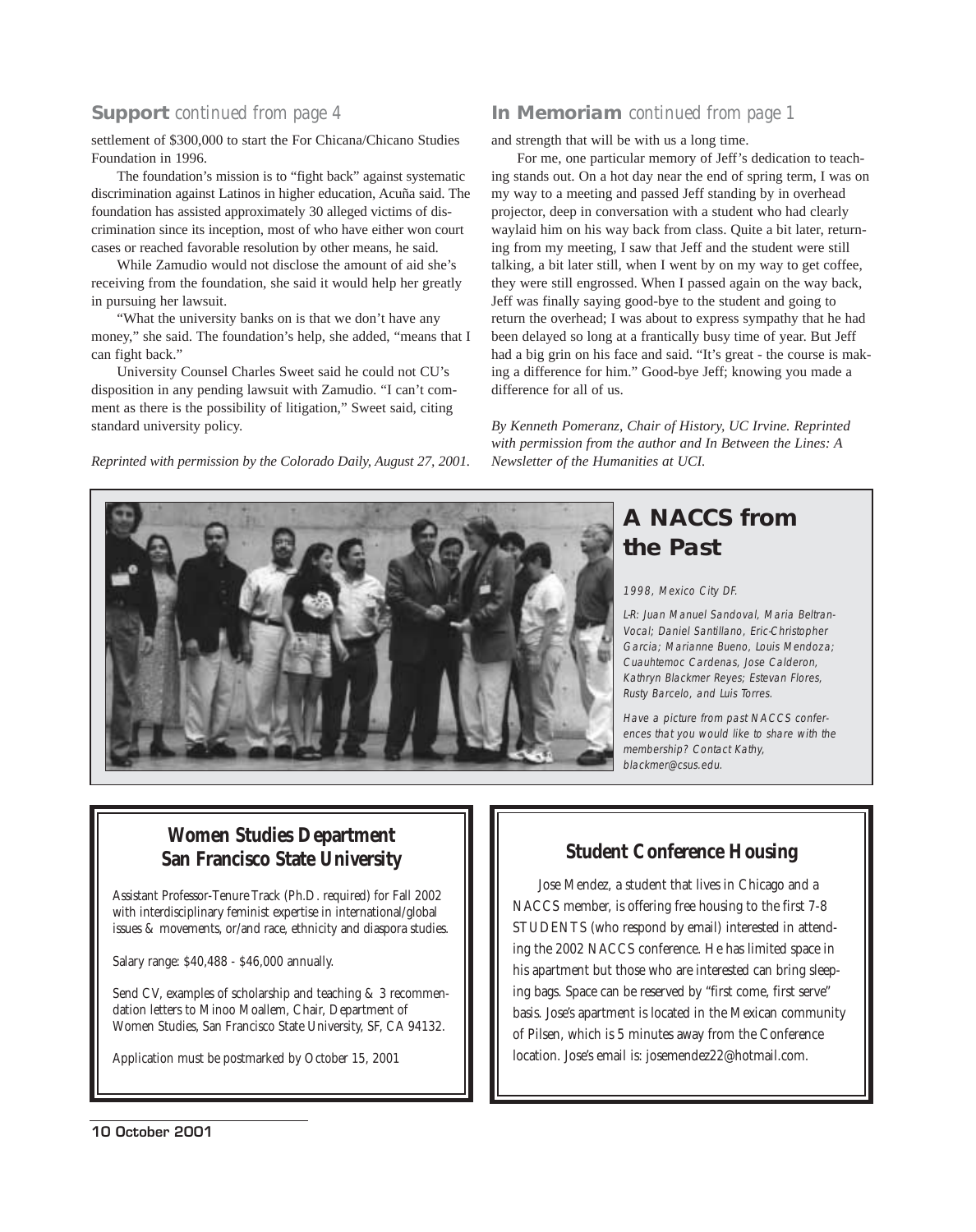## Support *continued from page 4*

settlement of $300,000 to start the For Chicana/Chicano Studies Foundation in 1996.

The foundation's mission is to "fight back" against systematic discrimination against Latinos in higher education, Acuña said. The foundation has assisted approximately 30 alleged victims of discrimination since its inception, most of who have either won court cases or reached favorable resolution by other means, he said.

While Zamudio would not disclose the amount of aid she's receiving from the foundation, she said it would help her greatly in pursuing her lawsuit.

"What the university banks on is that we don't have any money," she said. The foundation's help, she added, "means that I can fight back."

University Counsel Charles Sweet said he could not CU's disposition in any pending lawsuit with Zamudio. "I can't comment as there is the possibility of litigation," Sweet said, citing standard university policy.

*Reprinted with permission by the Colorado Daily, August 27, 2001.*

## In Memoriam *continued from page 1*

and strength that will be with us a long time.

For me, one particular memory of Jeff's dedication to teaching stands out. On a hot day near the end of spring term, I was on my way to a meeting and passed Jeff standing by in overhead projector, deep in conversation with a student who had clearly waylaid him on his way back from class. Quite a bit later, returning from my meeting, I saw that Jeff and the student were still talking, a bit later still, when I went by on my way to get coffee, they were still engrossed. When I passed again on the way back, Jeff was finally saying good-bye to the student and going to return the overhead; I was about to express sympathy that he had been delayed so long at a frantically busy time of year. But Jeff had a big grin on his face and said. "It's great - the course is making a difference for him." Good-bye Jeff; knowing you made a difference for all of us.

*By Kenneth Pomeranz, Chair of History, UC Irvine. Reprinted with permission from the author and In Between the Lines: A Newsletter of the Humanities at UCI.*

## A NACCS from the Past

*1998, Mexico City DF.*

*L-R: Juan Manuel Sandoval, Maria Beltran-Vocal; Daniel Santillano, Eric-Christopher Garcia; Marianne Bueno, Louis Mendoza; Cuauhtemoc Cardenas, Jose Calderon, Kathryn Blackmer Reyes; Estevan Flores, Rusty Barcelo, and Luis Torres.*

*Have a picture from past NACCS conferences that you would like to share with the membership? Contact Kathy, blackmer@csus.edu.*

### Women Studies Department
### San Francisco State University

Assistant Professor-Tenure Track (Ph.D. required) for Fall 2002 with interdisciplinary feminist expertise in international/global issues & movements, or/and race, ethnicity and diaspora studies.

Salary range: $40,488 - $46,000 annually.

Send CV, examples of scholarship and teaching & 3 recommendation letters to Minoo Moallem, Chair, Department of Women Studies, San Francisco State University, SF, CA 94132.

Application must be postmarked by October 15, 2001

### Student Conference Housing

Jose Mendez, a student that lives in Chicago and a NACCS member, is offering free housing to the first 7-8 STUDENTS (who respond by email) interested in attending the 2002 NACCS conference. He has limited space in his apartment but those who are interested can bring sleeping bags. Space can be reserved by "first come, first serve" basis. Jose's apartment is located in the Mexican community of Pilsen, which is 5 minutes away from the Conference location. Jose's email is: josemendez22@hotmail.com.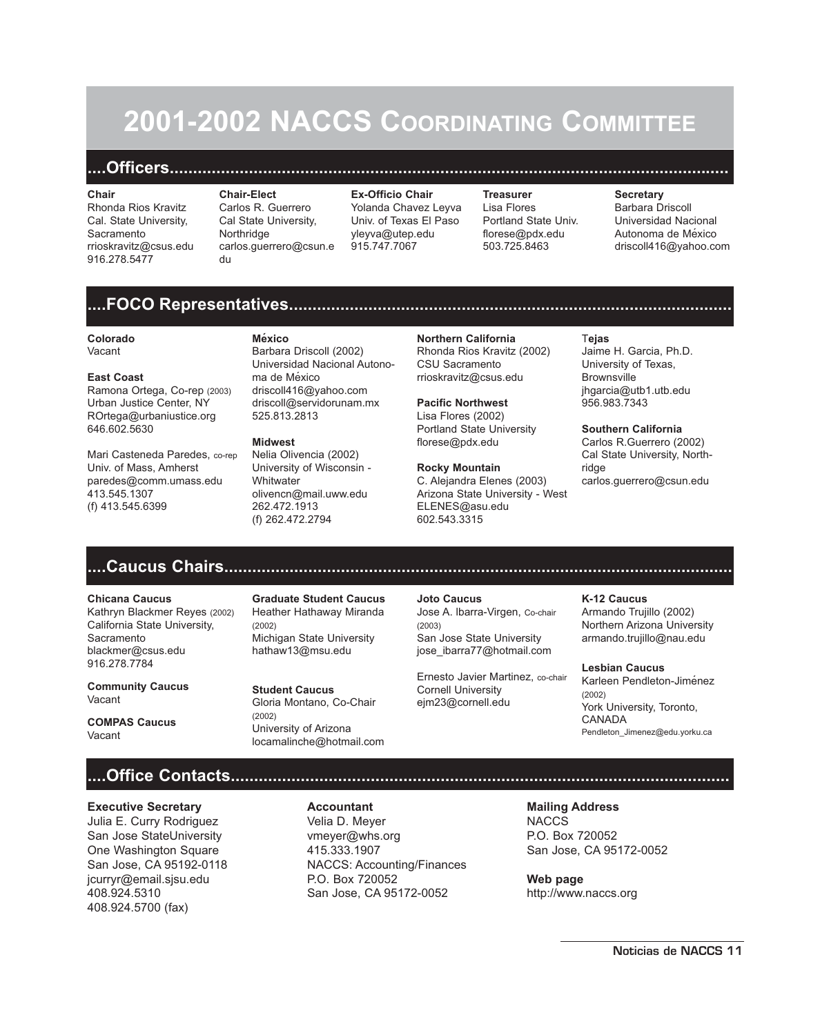# 2001-2002 NACCS Coordinating Committee

## ....Officers....

**Chair**
Rhonda Rios Kravitz
Cal. State University, Sacramento
rrioskravitz@csus.edu
916.278.5477

**Chair-Elect**
Carlos R. Guerrero
Cal State University, Northridge
carlos.guerrero@csun.edu

**Ex-Officio Chair**
Yolanda Chavez Leyva
Univ. of Texas El Paso
yleyva@utep.edu
915.747.7067

**Treasurer**
Lisa Flores
Portland State Univ.
florese@pdx.edu
503.725.8463

**Secretary**
Barbara Driscoll
Universidad Nacional Autonoma de México
driscoll416@yahoo.com

## ....FOCO Representatives....

**Colorado**
Vacant

**East Coast**
Ramona Ortega, Co-rep (2003)
Urban Justice Center, NY
ROrtega@urbaniustice.org
646.602.5630

Mari Casteneda Paredes, co-rep
Univ. of Mass, Amherst
paredes@comm.umass.edu
413.545.1307
(f) 413.545.6399

**México**
Barbara Driscoll (2002)
Universidad Nacional Autonoma de México
driscoll416@yahoo.com
driscoll@servidorunam.mx
525.813.2813

**Midwest**
Nelia Olivencia (2002)
University of Wisconsin - Whitwater
olivencn@mail.uww.edu
262.472.1913
(f) 262.472.2794

**Northern California**
Rhonda Rios Kravitz (2002)
CSU Sacramento
rrioskravitz@csus.edu

**Pacific Northwest**
Lisa Flores (2002)
Portland State University
florese@pdx.edu

**Rocky Mountain**
C. Alejandra Elenes (2003)
Arizona State University - West
ELENES@asu.edu
602.543.3315

**Tejas**
Jaime H. Garcia, Ph.D.
University of Texas, Brownsville
jhgarcia@utb1.utb.edu
956.983.7343

**Southern California**
Carlos R.Guerrero (2002)
Cal State University, Northridge
carlos.guerrero@csun.edu

## ....Caucus Chairs....

**Chicana Caucus**
Kathryn Blackmer Reyes (2002)
California State University, Sacramento
blackmer@csus.edu
916.278.7784

**Community Caucus**
Vacant

**COMPAS Caucus**
Vacant

**Graduate Student Caucus**
Heather Hathaway Miranda (2002)
Michigan State University
hathaw13@msu.edu

**Student Caucus**
Gloria Montano, Co-Chair (2002)
University of Arizona
locamalinche@hotmail.com

**Joto Caucus**
Jose A. Ibarra-Virgen, Co-chair (2003)
San Jose State University
jose_ibarra77@hotmail.com

Ernesto Javier Martinez, co-chair
Cornell University
ejm23@cornell.edu

**K-12 Caucus**
Armando Trujillo (2002)
Northern Arizona University
armando.trujillo@nau.edu

**Lesbian Caucus**
Karleen Pendleton-Jiménez (2002)
York University, Toronto, CANADA
Pendleton_Jimenez@edu.yorku.ca

## ....Office Contacts....

**Executive Secretary**
Julia E. Curry Rodriguez
San Jose StateUniversity
One Washington Square
San Jose, CA 95192-0118
jcurryr@email.sjsu.edu
408.924.5310
408.924.5700 (fax)

**Accountant**
Velia D. Meyer
vmeyer@whs.org
415.333.1907
NACCS: Accounting/Finances
P.O. Box 720052
San Jose, CA 95172-0052

**Mailing Address**
NACCS
P.O. Box 720052
San Jose, CA 95172-0052

**Web page**
http://www.naccs.org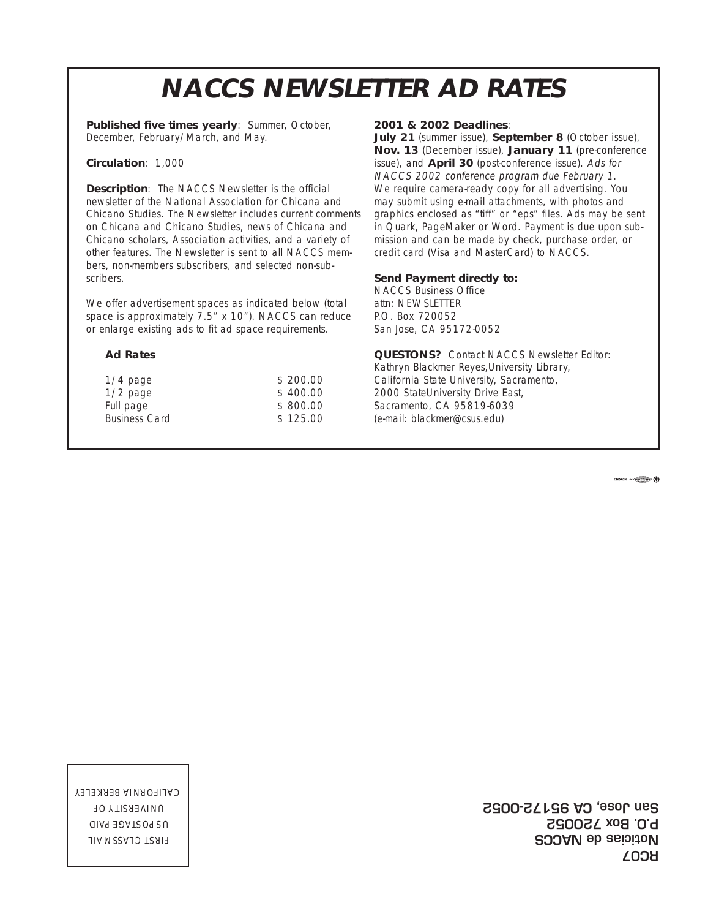# NACCS NEWSLETTER AD RATES

**Published five times yearly**: Summer, October, December, February/March, and May.

**Circulation**: 1,000

**Description**: The NACCS Newsletter is the official newsletter of the National Association for Chicana and Chicano Studies. The Newsletter includes current comments on Chicana and Chicano Studies, news of Chicana and Chicano scholars, Association activities, and a variety of other features. The Newsletter is sent to all NACCS members, non-members subscribers, and selected non-subscribers.

We offer advertisement spaces as indicated below (total space is approximately 7.5" x 10"). NACCS can reduce or enlarge existing ads to fit ad space requirements.

**Ad Rates**

| | |
|---|---|
| 1/4 page | $ 200.00 |
| 1/2 page | $ 400.00 |
| Full page | $ 800.00 |
| Business Card | $ 125.00 |

**2001 & 2002 Deadlines**:
**July 21** (summer issue), **September 8** (October issue), **Nov. 13** (December issue), **January 11** (pre-conference issue), and **April 30** (post-conference issue). *Ads for NACCS 2002 conference program due February 1.* We require camera-ready copy for all advertising. You may submit using e-mail attachments, with photos and graphics enclosed as "tiff" or "eps" files. Ads may be sent in Quark, PageMaker or Word. Payment is due upon submission and can be made by check, purchase order, or credit card (Visa and MasterCard) to NACCS.

**Send Payment directly to:**
NACCS Business Office
attn: NEWSLETTER
P.O. Box 720052
San Jose, CA 95172-0052

**QUESTONS?** Contact NACCS Newsletter Editor:
Kathryn Blackmer Reyes,University Library,
California State University, Sacramento,
2000 StateUniversity Drive East,
Sacramento, CA 95819-6039
(e-mail: blackmer@csus.edu)

FIRST CLASS MAIL
US POSTAGE PAID
UNIVERSITY OF
CALIFORNIA BERKELEY

RC07
Noticias de NACCS
P.O. Box 720052
San Jose, CA 95172-0052